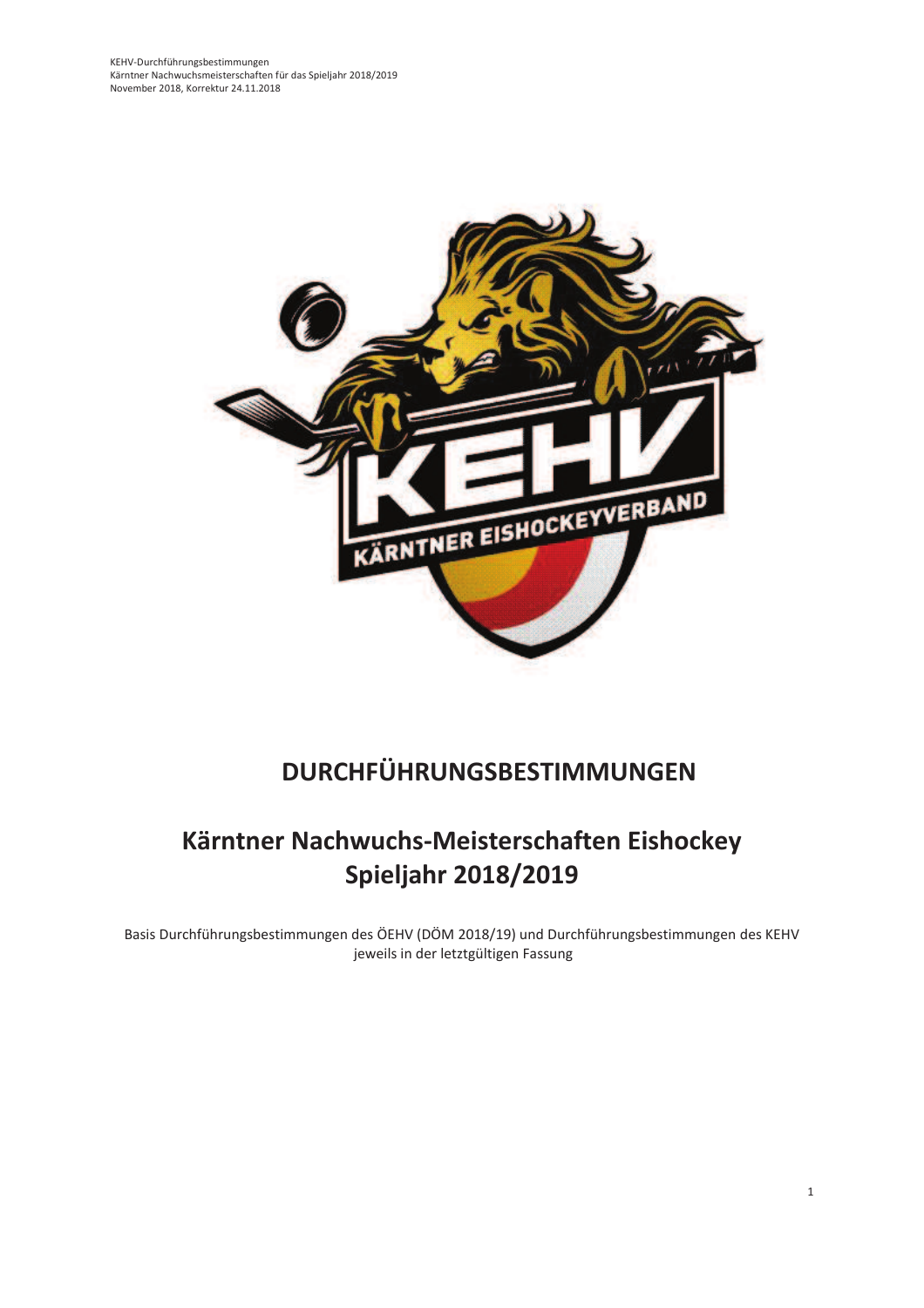# DURCHFÜHRUNGSBESTIMMUNGEN

## Kärntner Nachwuchs-Meisterschaften Eishockey Spieljahr 2018/2019

Basis Durchführungsbestimmungen des ÖEHV (DÖM 2018/19) und Durchführungsbestimmungen des KEHV jeweils in der letztgültigen Fassung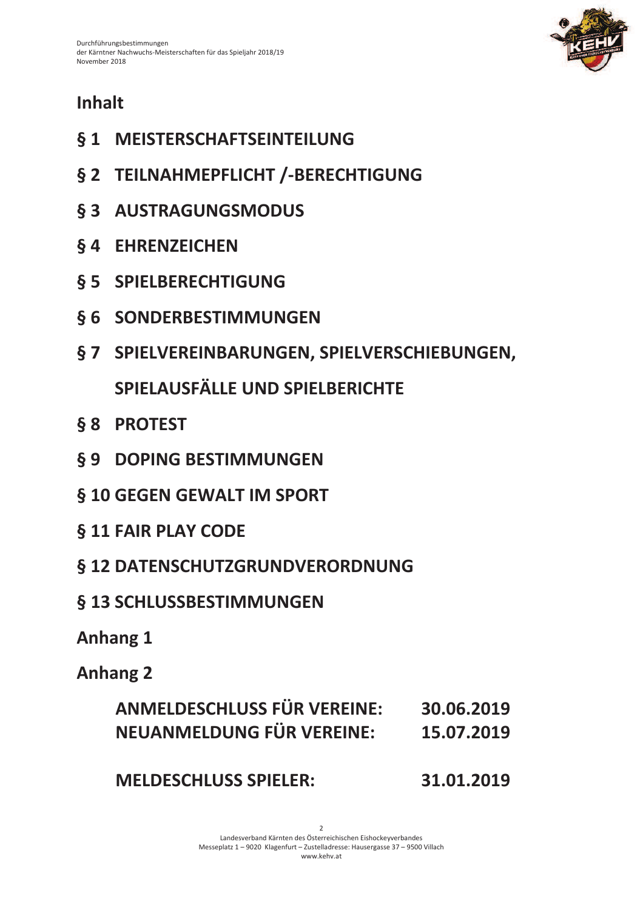## Inhalt

## § 1 MEISTERSCHAFTSEINTEILUNG

## § 2 TEILNAHMEPFLICHT /-BERECHTIGUNG

## § 3 AUSTRAGUNGSMODUS

## § 4 EHRENZEICHEN

## § 5 SPIELBERECHTIGUNG

## § 6 SONDERBESTIMMUNGEN

## § 7 SPIELVEREINBARUNGEN, SPIELVERSCHIEBUNGEN, SPIELAUSFÄLLE UND SPIELBERICHTE

## § 8 PROTEST

## § 9 DOPING BESTIMMUNGEN

## § 10 GEGEN GEWALT IM SPORT

## § 11 FAIR PLAY CODE

## § 12 DATENSCHUTZGRUNDVERORDNUNG

## § 13 SCHLUSSBESTIMMUNGEN

## Anhang 1

## Anhang 2

**ANMELDESCHLUSS FÜR VEREINE: 30.06.2019**
**NEUANMELDUNG FÜR VEREINE: 15.07.2019**

**MELDESCHLUSS SPIELER: 31.01.2019**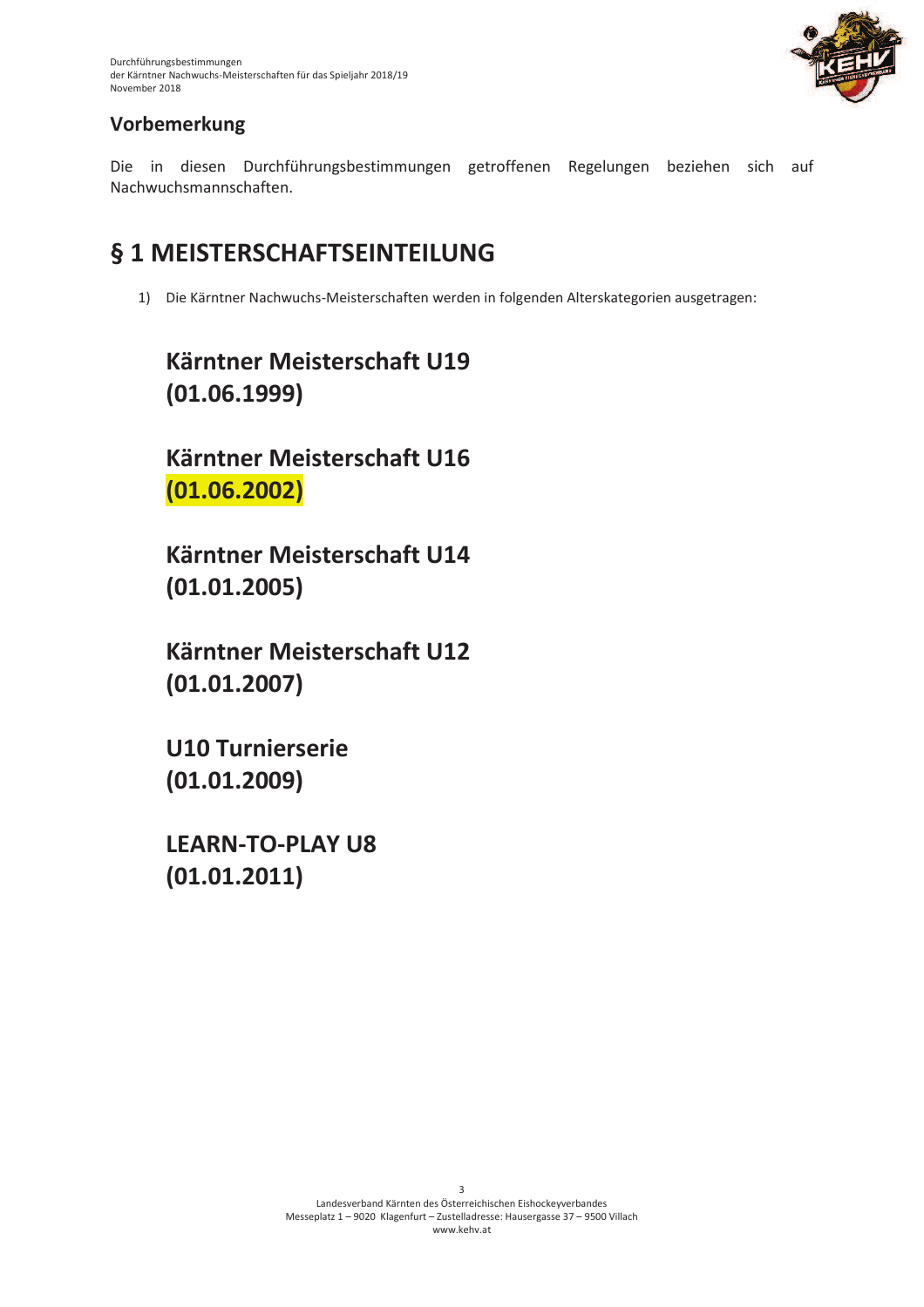## Vorbemerkung

Die in diesen Durchführungsbestimmungen getroffenen Regelungen beziehen sich auf Nachwuchsmannschaften.

# § 1 MEISTERSCHAFTSEINTEILUNG

1) Die Kärntner Nachwuchs-Meisterschaften werden in folgenden Alterskategorien ausgetragen:

**Kärntner Meisterschaft U19**
**(01.06.1999)**

**Kärntner Meisterschaft U16**
**(01.06.2002)**

**Kärntner Meisterschaft U14**
**(01.01.2005)**

**Kärntner Meisterschaft U12**
**(01.01.2007)**

**U10 Turnierserie**
**(01.01.2009)**

**LEARN-TO-PLAY U8**
**(01.01.2011)**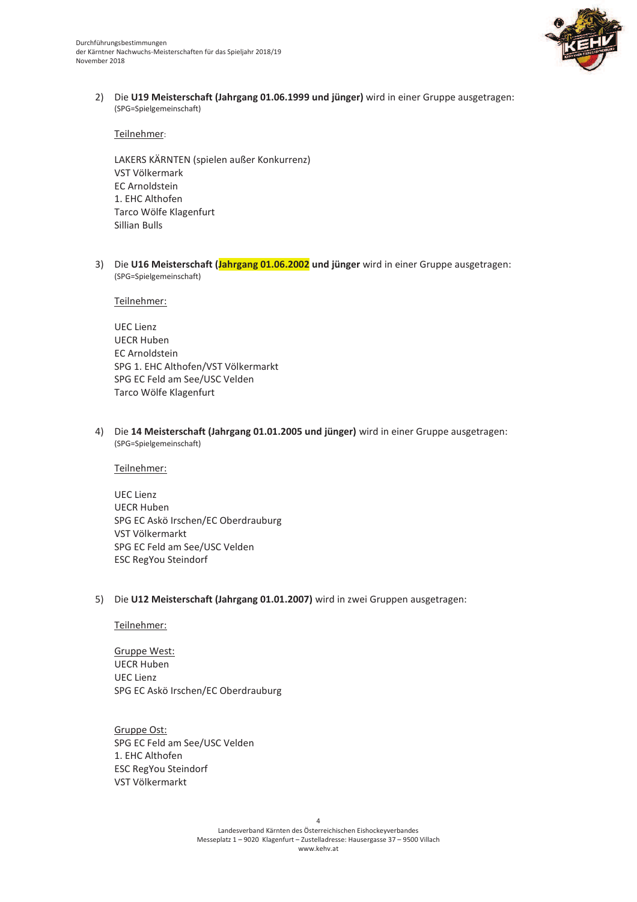2) Die **U19 Meisterschaft (Jahrgang 01.06.1999 und jünger)** wird in einer Gruppe ausgetragen:
(SPG=Spielgemeinschaft)

Teilnehmer:

LAKERS KÄRNTEN (spielen außer Konkurrenz)
VST Völkermark
EC Arnoldstein
1. EHC Althofen
Tarco Wölfe Klagenfurt
Sillian Bulls

3) Die **U16 Meisterschaft (Jahrgang 01.06.2002 und jünger** wird in einer Gruppe ausgetragen:
(SPG=Spielgemeinschaft)

Teilnehmer:

UEC Lienz
UECR Huben
EC Arnoldstein
SPG 1. EHC Althofen/VST Völkermarkt
SPG EC Feld am See/USC Velden
Tarco Wölfe Klagenfurt

4) Die **14 Meisterschaft (Jahrgang 01.01.2005 und jünger)** wird in einer Gruppe ausgetragen:
(SPG=Spielgemeinschaft)

Teilnehmer:

UEC Lienz
UECR Huben
SPG EC Askö Irschen/EC Oberdrauburg
VST Völkermarkt
SPG EC Feld am See/USC Velden
ESC RegYou Steindorf

5) Die **U12 Meisterschaft (Jahrgang 01.01.2007)** wird in zwei Gruppen ausgetragen:

Teilnehmer:

Gruppe West:
UECR Huben
UEC Lienz
SPG EC Askö Irschen/EC Oberdrauburg

Gruppe Ost:
SPG EC Feld am See/USC Velden
1. EHC Althofen
ESC RegYou Steindorf
VST Völkermarkt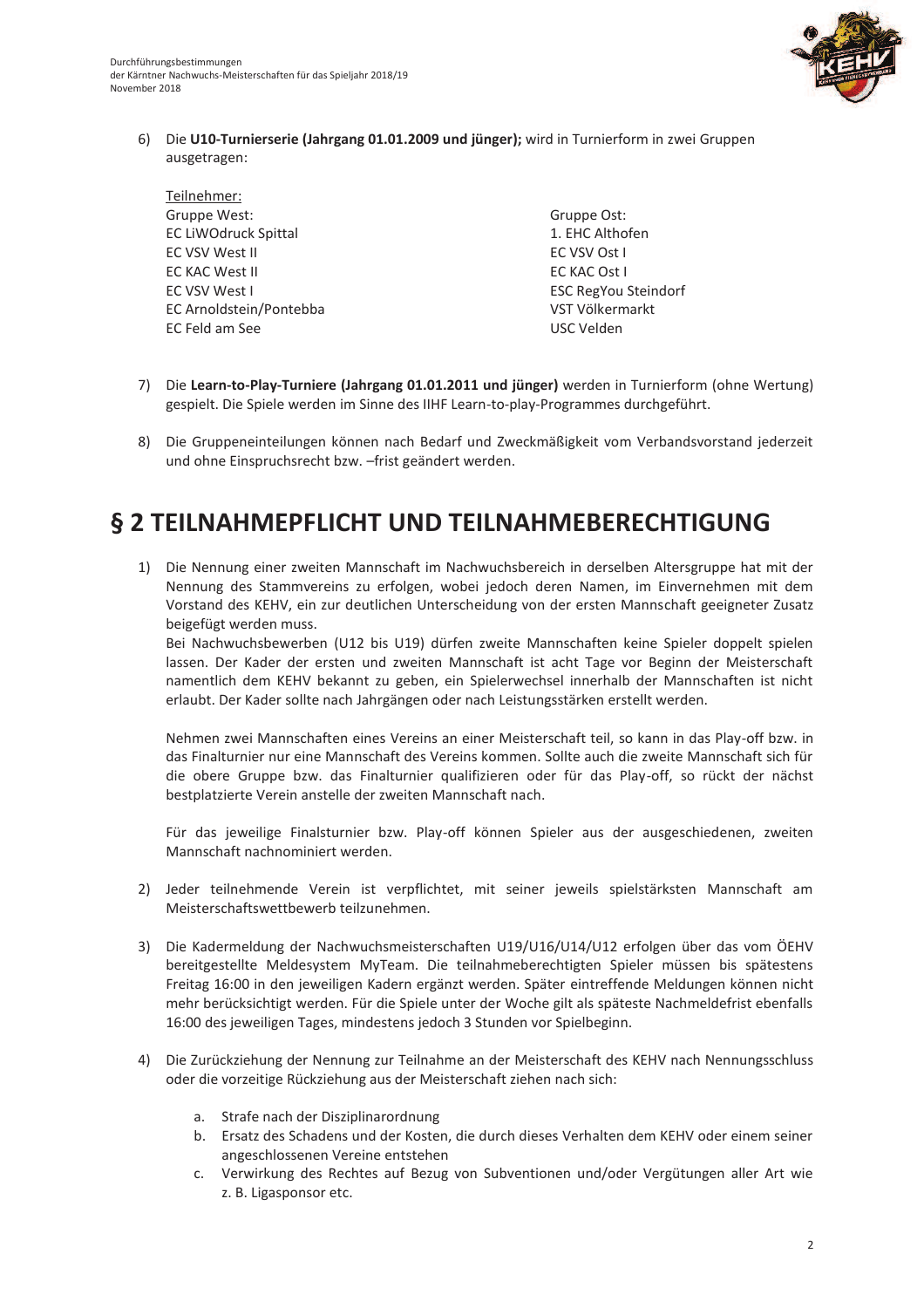6) Die **U10-Turnierserie (Jahrgang 01.01.2009 und jünger);** wird in Turnierform in zwei Gruppen ausgetragen:

Teilnehmer:

| Gruppe West: | Gruppe Ost: |
|---|---|
| EC LiWOdruck Spittal | 1. EHC Althofen |
| EC VSV West II | EC VSV Ost I |
| EC KAC West II | EC KAC Ost I |
| EC VSV West I | ESC RegYou Steindorf |
| EC Arnoldstein/Pontebba | VST Völkermarkt |
| EC Feld am See | USC Velden |

7) Die **Learn-to-Play-Turniere (Jahrgang 01.01.2011 und jünger)** werden in Turnierform (ohne Wertung) gespielt. Die Spiele werden im Sinne des IIHF Learn-to-play-Programmes durchgeführt.

8) Die Gruppeneinteilungen können nach Bedarf und Zweckmäßigkeit vom Verbandsvorstand jederzeit und ohne Einspruchsrecht bzw. –frist geändert werden.

# § 2 TEILNAHMEPFLICHT UND TEILNAHMEBERECHTIGUNG

1) Die Nennung einer zweiten Mannschaft im Nachwuchsbereich in derselben Altersgruppe hat mit der Nennung des Stammvereins zu erfolgen, wobei jedoch deren Namen, im Einvernehmen mit dem Vorstand des KEHV, ein zur deutlichen Unterscheidung von der ersten Mannschaft geeigneter Zusatz beigefügt werden muss.
   Bei Nachwuchsbewerben (U12 bis U19) dürfen zweite Mannschaften keine Spieler doppelt spielen lassen. Der Kader der ersten und zweiten Mannschaft ist acht Tage vor Beginn der Meisterschaft namentlich dem KEHV bekannt zu geben, ein Spielerwechsel innerhalb der Mannschaften ist nicht erlaubt. Der Kader sollte nach Jahrgängen oder nach Leistungsstärken erstellt werden.

   Nehmen zwei Mannschaften eines Vereins an einer Meisterschaft teil, so kann in das Play-off bzw. in das Finalturnier nur eine Mannschaft des Vereins kommen. Sollte auch die zweite Mannschaft sich für die obere Gruppe bzw. das Finalturnier qualifizieren oder für das Play-off, so rückt der nächst bestplatzierte Verein anstelle der zweiten Mannschaft nach.

   Für das jeweilige Finalsturnier bzw. Play-off können Spieler aus der ausgeschiedenen, zweiten Mannschaft nachnominiert werden.

2) Jeder teilnehmende Verein ist verpflichtet, mit seiner jeweils spielstärksten Mannschaft am Meisterschaftswettbewerb teilzunehmen.

3) Die Kadermeldung der Nachwuchsmeisterschaften U19/U16/U14/U12 erfolgen über das vom ÖEHV bereitgestellte Meldesystem MyTeam. Die teilnahmeberechtigten Spieler müssen bis spätestens Freitag 16:00 in den jeweiligen Kadern ergänzt werden. Später eintreffende Meldungen können nicht mehr berücksichtigt werden. Für die Spiele unter der Woche gilt als späteste Nachmeldefrist ebenfalls 16:00 des jeweiligen Tages, mindestens jedoch 3 Stunden vor Spielbeginn.

4) Die Zurückziehung der Nennung zur Teilnahme an der Meisterschaft des KEHV nach Nennungsschluss oder die vorzeitige Rückziehung aus der Meisterschaft ziehen nach sich:

   a. Strafe nach der Disziplinarordnung
   b. Ersatz des Schadens und der Kosten, die durch dieses Verhalten dem KEHV oder einem seiner angeschlossenen Vereine entstehen
   c. Verwirkung des Rechtes auf Bezug von Subventionen und/oder Vergütungen aller Art wie z. B. Ligasponsor etc.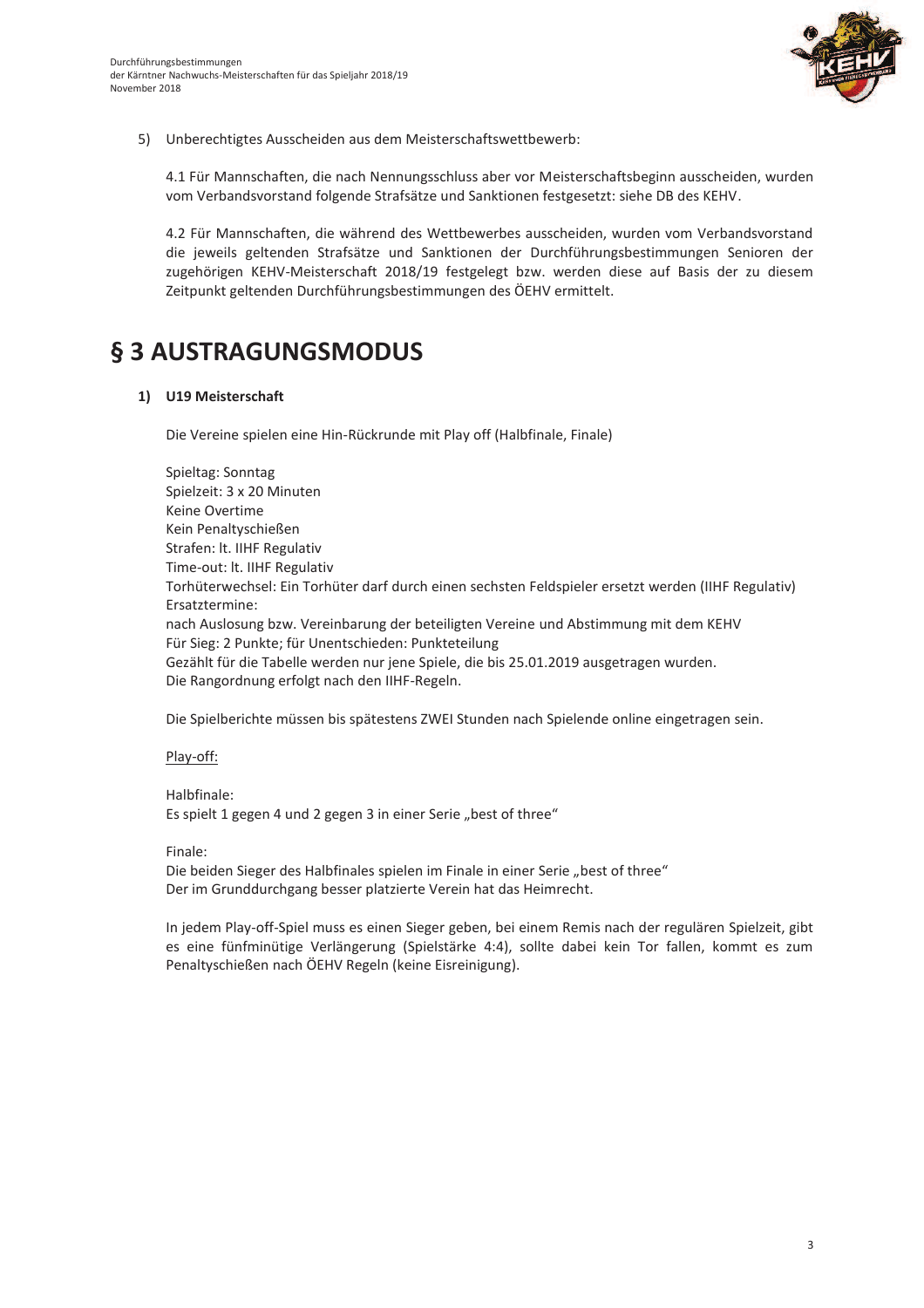5) Unberechtigtes Ausscheiden aus dem Meisterschaftswettbewerb:

4.1 Für Mannschaften, die nach Nennungsschluss aber vor Meisterschaftsbeginn ausscheiden, wurden vom Verbandsvorstand folgende Strafsätze und Sanktionen festgesetzt: siehe DB des KEHV.

4.2 Für Mannschaften, die während des Wettbewerbes ausscheiden, wurden vom Verbandsvorstand die jeweils geltenden Strafsätze und Sanktionen der Durchführungsbestimmungen Senioren der zugehörigen KEHV-Meisterschaft 2018/19 festgelegt bzw. werden diese auf Basis der zu diesem Zeitpunkt geltenden Durchführungsbestimmungen des ÖEHV ermittelt.

# § 3 AUSTRAGUNGSMODUS

**1) U19 Meisterschaft**

Die Vereine spielen eine Hin-Rückrunde mit Play off (Halbfinale, Finale)

Spieltag: Sonntag
Spielzeit: 3 x 20 Minuten
Keine Overtime
Kein Penaltyschießen
Strafen: lt. IIHF Regulativ
Time-out: lt. IIHF Regulativ
Torhüterwechsel: Ein Torhüter darf durch einen sechsten Feldspieler ersetzt werden (IIHF Regulativ)
Ersatztermine:
nach Auslosung bzw. Vereinbarung der beteiligten Vereine und Abstimmung mit dem KEHV
Für Sieg: 2 Punkte; für Unentschieden: Punkteteilung
Gezählt für die Tabelle werden nur jene Spiele, die bis 25.01.2019 ausgetragen wurden.
Die Rangordnung erfolgt nach den IIHF-Regeln.

Die Spielberichte müssen bis spätestens ZWEI Stunden nach Spielende online eingetragen sein.

Play-off:

Halbfinale:
Es spielt 1 gegen 4 und 2 gegen 3 in einer Serie „best of three"

Finale:
Die beiden Sieger des Halbfinales spielen im Finale in einer Serie „best of three"
Der im Grunddurchgang besser platzierte Verein hat das Heimrecht.

In jedem Play-off-Spiel muss es einen Sieger geben, bei einem Remis nach der regulären Spielzeit, gibt es eine fünfminütige Verlängerung (Spielstärke 4:4), sollte dabei kein Tor fallen, kommt es zum Penaltyschießen nach ÖEHV Regeln (keine Eisreinigung).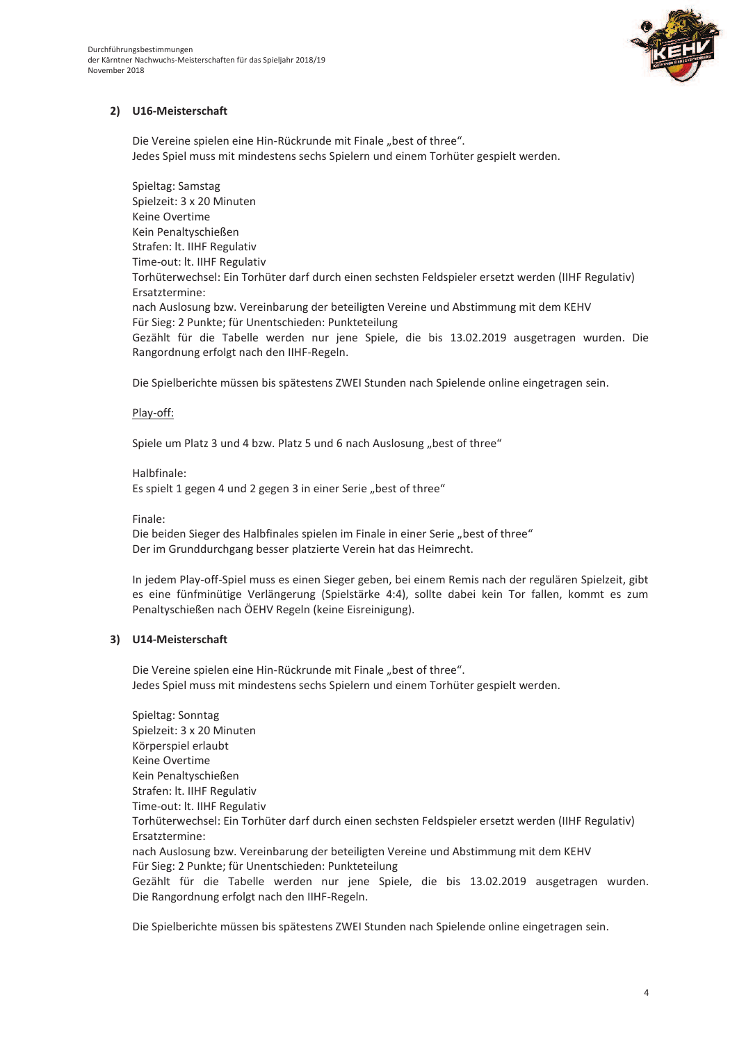### 2) U16-Meisterschaft

Die Vereine spielen eine Hin-Rückrunde mit Finale „best of three".
Jedes Spiel muss mit mindestens sechs Spielern und einem Torhüter gespielt werden.

Spieltag: Samstag
Spielzeit: 3 x 20 Minuten
Keine Overtime
Kein Penaltyschießen
Strafen: lt. IIHF Regulativ
Time-out: lt. IIHF Regulativ
Torhüterwechsel: Ein Torhüter darf durch einen sechsten Feldspieler ersetzt werden (IIHF Regulativ)
Ersatztermine:
nach Auslosung bzw. Vereinbarung der beteiligten Vereine und Abstimmung mit dem KEHV
Für Sieg: 2 Punkte; für Unentschieden: Punkteteilung
Gezählt für die Tabelle werden nur jene Spiele, die bis 13.02.2019 ausgetragen wurden. Die Rangordnung erfolgt nach den IIHF-Regeln.

Die Spielberichte müssen bis spätestens ZWEI Stunden nach Spielende online eingetragen sein.

<u>Play-off:</u>

Spiele um Platz 3 und 4 bzw. Platz 5 und 6 nach Auslosung „best of three"

Halbfinale:
Es spielt 1 gegen 4 und 2 gegen 3 in einer Serie „best of three"

Finale:
Die beiden Sieger des Halbfinales spielen im Finale in einer Serie „best of three"
Der im Grunddurchgang besser platzierte Verein hat das Heimrecht.

In jedem Play-off-Spiel muss es einen Sieger geben, bei einem Remis nach der regulären Spielzeit, gibt es eine fünfminütige Verlängerung (Spielstärke 4:4), sollte dabei kein Tor fallen, kommt es zum Penaltyschießen nach ÖEHV Regeln (keine Eisreinigung).

### 3) U14-Meisterschaft

Die Vereine spielen eine Hin-Rückrunde mit Finale „best of three".
Jedes Spiel muss mit mindestens sechs Spielern und einem Torhüter gespielt werden.

Spieltag: Sonntag
Spielzeit: 3 x 20 Minuten
Körperspiel erlaubt
Keine Overtime
Kein Penaltyschießen
Strafen: lt. IIHF Regulativ
Time-out: lt. IIHF Regulativ
Torhüterwechsel: Ein Torhüter darf durch einen sechsten Feldspieler ersetzt werden (IIHF Regulativ)
Ersatztermine:
nach Auslosung bzw. Vereinbarung der beteiligten Vereine und Abstimmung mit dem KEHV
Für Sieg: 2 Punkte; für Unentschieden: Punkteteilung
Gezählt für die Tabelle werden nur jene Spiele, die bis 13.02.2019 ausgetragen wurden. Die Rangordnung erfolgt nach den IIHF-Regeln.

Die Spielberichte müssen bis spätestens ZWEI Stunden nach Spielende online eingetragen sein.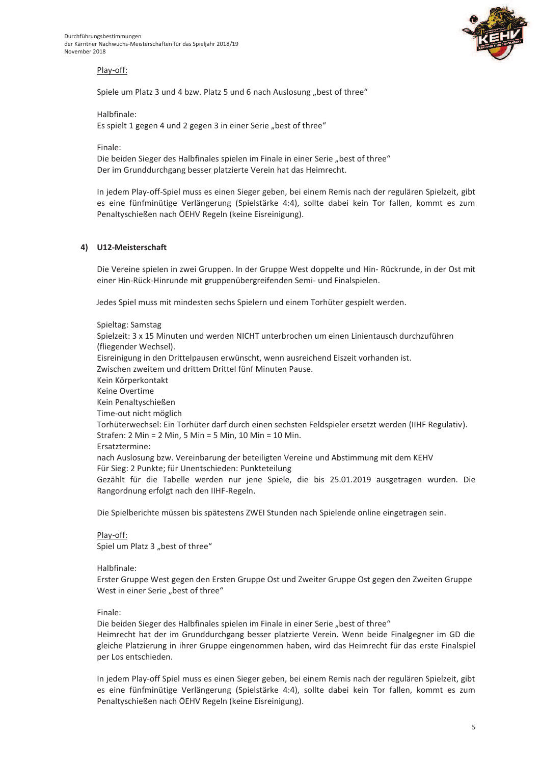Play-off:

Spiele um Platz 3 und 4 bzw. Platz 5 und 6 nach Auslosung „best of three“

Halbfinale:
Es spielt 1 gegen 4 und 2 gegen 3 in einer Serie „best of three“

Finale:
Die beiden Sieger des Halbfinales spielen im Finale in einer Serie „best of three“
Der im Grunddurchgang besser platzierte Verein hat das Heimrecht.

In jedem Play-off-Spiel muss es einen Sieger geben, bei einem Remis nach der regulären Spielzeit, gibt es eine fünfminütige Verlängerung (Spielstärke 4:4), sollte dabei kein Tor fallen, kommt es zum Penaltyschießen nach ÖEHV Regeln (keine Eisreinigung).

### 4) U12-Meisterschaft

Die Vereine spielen in zwei Gruppen. In der Gruppe West doppelte und Hin- Rückrunde, in der Ost mit einer Hin-Rück-Hinrunde mit gruppenübergreifenden Semi- und Finalspielen.

Jedes Spiel muss mit mindesten sechs Spielern und einem Torhüter gespielt werden.

Spieltag: Samstag
Spielzeit: 3 x 15 Minuten und werden NICHT unterbrochen um einen Linientausch durchzuführen (fliegender Wechsel).
Eisreinigung in den Drittelpausen erwünscht, wenn ausreichend Eiszeit vorhanden ist.
Zwischen zweitem und drittem Drittel fünf Minuten Pause.
Kein Körperkontakt
Keine Overtime
Kein Penaltyschießen
Time-out nicht möglich
Torhüterwechsel: Ein Torhüter darf durch einen sechsten Feldspieler ersetzt werden (IIHF Regulativ).
Strafen: 2 Min = 2 Min, 5 Min = 5 Min, 10 Min = 10 Min.
Ersatztermine:
nach Auslosung bzw. Vereinbarung der beteiligten Vereine und Abstimmung mit dem KEHV
Für Sieg: 2 Punkte; für Unentschieden: Punkteteilung
Gezählt für die Tabelle werden nur jene Spiele, die bis 25.01.2019 ausgetragen wurden. Die Rangordnung erfolgt nach den IIHF-Regeln.

Die Spielberichte müssen bis spätestens ZWEI Stunden nach Spielende online eingetragen sein.

Play-off:
Spiel um Platz 3 „best of three“

Halbfinale:
Erster Gruppe West gegen den Ersten Gruppe Ost und Zweiter Gruppe Ost gegen den Zweiten Gruppe West in einer Serie „best of three“

Finale:
Die beiden Sieger des Halbfinales spielen im Finale in einer Serie „best of three“
Heimrecht hat der im Grunddurchgang besser platzierte Verein. Wenn beide Finalgegner im GD die gleiche Platzierung in ihrer Gruppe eingenommen haben, wird das Heimrecht für das erste Finalspiel per Los entschieden.

In jedem Play-off Spiel muss es einen Sieger geben, bei einem Remis nach der regulären Spielzeit, gibt es eine fünfminütige Verlängerung (Spielstärke 4:4), sollte dabei kein Tor fallen, kommt es zum Penaltyschießen nach ÖEHV Regeln (keine Eisreinigung).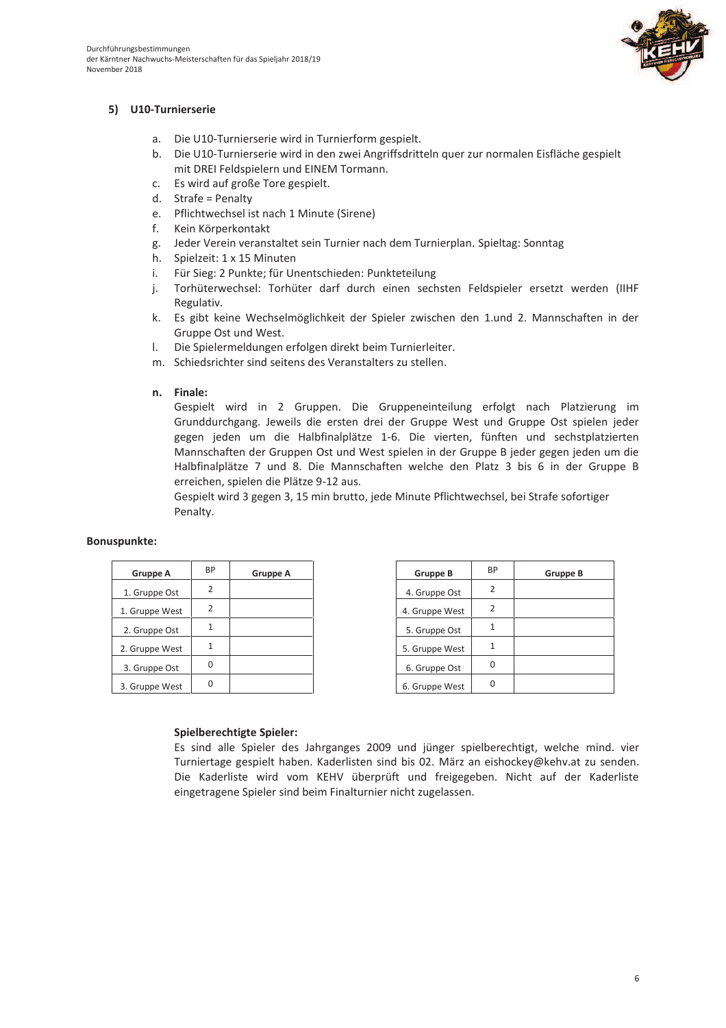## 5) U10-Turnierserie

a. Die U10-Turnierserie wird in Turnierform gespielt.
b. Die U10-Turnierserie wird in den zwei Angriffsdritteln quer zur normalen Eisfläche gespielt mit DREI Feldspielern und EINEM Tormann.
c. Es wird auf große Tore gespielt.
d. Strafe = Penalty
e. Pflichtwechsel ist nach 1 Minute (Sirene)
f. Kein Körperkontakt
g. Jeder Verein veranstaltet sein Turnier nach dem Turnierplan. Spieltag: Sonntag
h. Spielzeit: 1 x 15 Minuten
i. Für Sieg: 2 Punkte; für Unentschieden: Punkteteilung
j. Torhüterwechsel: Torhüter darf durch einen sechsten Feldspieler ersetzt werden (IIHF Regulativ.
k. Es gibt keine Wechselmöglichkeit der Spieler zwischen den 1.und 2. Mannschaften in der Gruppe Ost und West.
l. Die Spielermeldungen erfolgen direkt beim Turnierleiter.
m. Schiedsrichter sind seitens des Veranstalters zu stellen.

**n. Finale:**

Gespielt wird in 2 Gruppen. Die Gruppeneinteilung erfolgt nach Platzierung im Grunddurchgang. Jeweils die ersten drei der Gruppe West und Gruppe Ost spielen jeder gegen jeden um die Halbfinalplätze 1-6. Die vierten, fünften und sechstplatzierten Mannschaften der Gruppen Ost und West spielen in der Gruppe B jeder gegen jeden um die Halbfinalplätze 7 und 8. Die Mannschaften welche den Platz 3 bis 6 in der Gruppe B erreichen, spielen die Plätze 9-12 aus.

Gespielt wird 3 gegen 3, 15 min brutto, jede Minute Pflichtwechsel, bei Strafe sofortiger Penalty.

**Bonuspunkte:**

| Gruppe A | BP | Gruppe A |
|---|---|---|
| 1. Gruppe Ost | 2 | |
| 1. Gruppe West | 2 | |
| 2. Gruppe Ost | 1 | |
| 2. Gruppe West | 1 | |
| 3. Gruppe Ost | 0 | |
| 3. Gruppe West | 0 | |

| Gruppe B | BP | Gruppe B |
|---|---|---|
| 4. Gruppe Ost | 2 | |
| 4. Gruppe West | 2 | |
| 5. Gruppe Ost | 1 | |
| 5. Gruppe West | 1 | |
| 6. Gruppe Ost | 0 | |
| 6. Gruppe West | 0 | |

**Spielberechtigte Spieler:**

Es sind alle Spieler des Jahrganges 2009 und jünger spielberechtigt, welche mind. vier Turniertage gespielt haben. Kaderlisten sind bis 02. März an eishockey@kehv.at zu senden. Die Kaderliste wird vom KEHV überprüft und freigegeben. Nicht auf der Kaderliste eingetragene Spieler sind beim Finalturnier nicht zugelassen.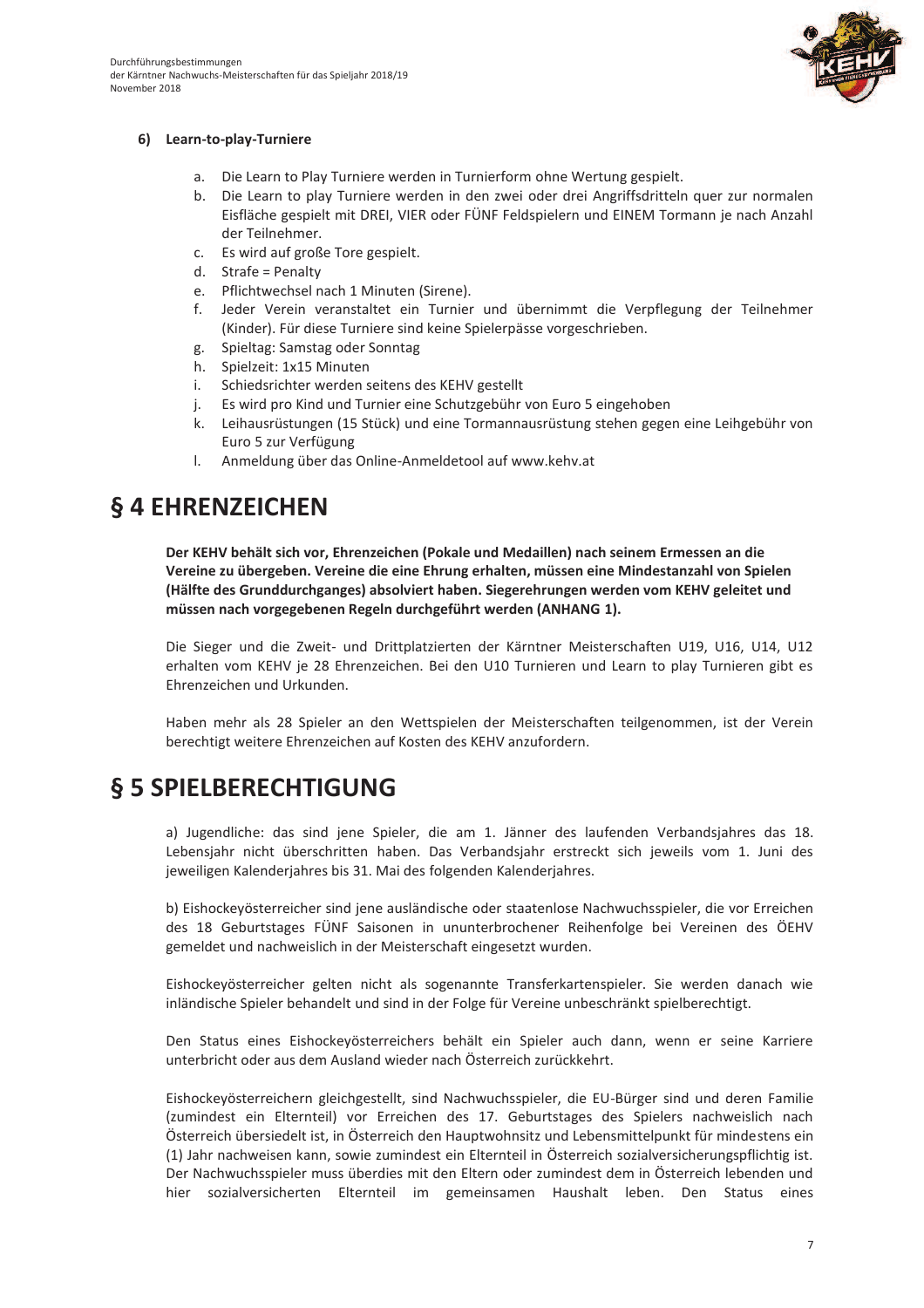#### 6) Learn-to-play-Turniere

a. Die Learn to Play Turniere werden in Turnierform ohne Wertung gespielt.
b. Die Learn to play Turniere werden in den zwei oder drei Angriffsdritteln quer zur normalen Eisfläche gespielt mit DREI, VIER oder FÜNF Feldspielern und EINEM Tormann je nach Anzahl der Teilnehmer.
c. Es wird auf große Tore gespielt.
d. Strafe = Penalty
e. Pflichtwechsel nach 1 Minuten (Sirene).
f. Jeder Verein veranstaltet ein Turnier und übernimmt die Verpflegung der Teilnehmer (Kinder). Für diese Turniere sind keine Spielerpässe vorgeschrieben.
g. Spieltag: Samstag oder Sonntag
h. Spielzeit: 1x15 Minuten
i. Schiedsrichter werden seitens des KEHV gestellt
j. Es wird pro Kind und Turnier eine Schutzgebühr von Euro 5 eingehoben
k. Leihausrüstungen (15 Stück) und eine Tormannausrüstung stehen gegen eine Leihgebühr von Euro 5 zur Verfügung
l. Anmeldung über das Online-Anmeldetool auf www.kehv.at

# § 4 EHRENZEICHEN

**Der KEHV behält sich vor, Ehrenzeichen (Pokale und Medaillen) nach seinem Ermessen an die Vereine zu übergeben. Vereine die eine Ehrung erhalten, müssen eine Mindestanzahl von Spielen (Hälfte des Grunddurchganges) absolviert haben. Siegerehrungen werden vom KEHV geleitet und müssen nach vorgegebenen Regeln durchgeführt werden (ANHANG 1).**

Die Sieger und die Zweit- und Drittplatzierten der Kärntner Meisterschaften U19, U16, U14, U12 erhalten vom KEHV je 28 Ehrenzeichen. Bei den U10 Turnieren und Learn to play Turnieren gibt es Ehrenzeichen und Urkunden.

Haben mehr als 28 Spieler an den Wettspielen der Meisterschaften teilgenommen, ist der Verein berechtigt weitere Ehrenzeichen auf Kosten des KEHV anzufordern.

# § 5 SPIELBERECHTIGUNG

a) Jugendliche: das sind jene Spieler, die am 1. Jänner des laufenden Verbandsjahres das 18. Lebensjahr nicht überschritten haben. Das Verbandsjahr erstreckt sich jeweils vom 1. Juni des jeweiligen Kalenderjahres bis 31. Mai des folgenden Kalenderjahres.

b) Eishockeyösterreicher sind jene ausländische oder staatenlose Nachwuchsspieler, die vor Erreichen des 18 Geburtstages FÜNF Saisonen in ununterbrochener Reihenfolge bei Vereinen des ÖEHV gemeldet und nachweislich in der Meisterschaft eingesetzt wurden.

Eishockeyösterreicher gelten nicht als sogenannte Transferkartenspieler. Sie werden danach wie inländische Spieler behandelt und sind in der Folge für Vereine unbeschränkt spielberechtigt.

Den Status eines Eishockeyösterreichers behält ein Spieler auch dann, wenn er seine Karriere unterbricht oder aus dem Ausland wieder nach Österreich zurückkehrt.

Eishockeyösterreichern gleichgestellt, sind Nachwuchsspieler, die EU-Bürger sind und deren Familie (zumindest ein Elternteil) vor Erreichen des 17. Geburtstages des Spielers nachweislich nach Österreich übersiedelt ist, in Österreich den Hauptwohnsitz und Lebensmittelpunkt für mindestens ein (1) Jahr nachweisen kann, sowie zumindest ein Elternteil in Österreich sozialversicherungspflichtig ist. Der Nachwuchsspieler muss überdies mit den Eltern oder zumindest dem in Österreich lebenden und hier sozialversicherten Elternteil im gemeinsamen Haushalt leben. Den Status eines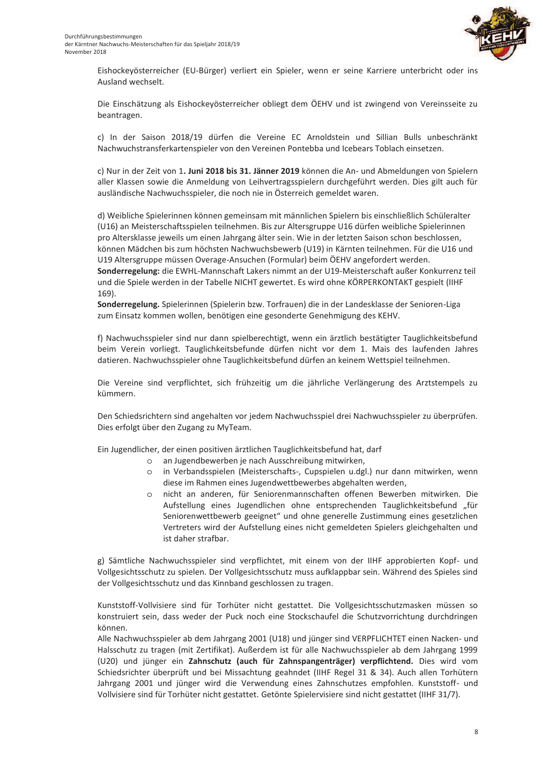Eishockeyösterreicher (EU-Bürger) verliert ein Spieler, wenn er seine Karriere unterbricht oder ins Ausland wechselt.

Die Einschätzung als Eishockeyösterreicher obliegt dem ÖEHV und ist zwingend von Vereinsseite zu beantragen.

c) In der Saison 2018/19 dürfen die Vereine EC Arnoldstein und Sillian Bulls unbeschränkt Nachwuchstransferkartenspieler von den Vereinen Pontebba und Icebears Toblach einsetzen.

c) Nur in der Zeit von 1**. Juni 2018 bis 31. Jänner 2019** können die An- und Abmeldungen von Spielern aller Klassen sowie die Anmeldung von Leihvertragsspielern durchgeführt werden. Dies gilt auch für ausländische Nachwuchsspieler, die noch nie in Österreich gemeldet waren.

d) Weibliche Spielerinnen können gemeinsam mit männlichen Spielern bis einschließlich Schüleralter (U16) an Meisterschaftsspielen teilnehmen. Bis zur Altersgruppe U16 dürfen weibliche Spielerinnen pro Altersklasse jeweils um einen Jahrgang älter sein. Wie in der letzten Saison schon beschlossen, können Mädchen bis zum höchsten Nachwuchsbewerb (U19) in Kärnten teilnehmen. Für die U16 und U19 Altersgruppe müssen Overage-Ansuchen (Formular) beim ÖEHV angefordert werden.
**Sonderregelung:** die EWHL-Mannschaft Lakers nimmt an der U19-Meisterschaft außer Konkurrenz teil und die Spiele werden in der Tabelle NICHT gewertet. Es wird ohne KÖRPERKONTAKT gespielt (IIHF 169).
**Sonderregelung.** Spielerinnen (Spielerin bzw. Torfrauen) die in der Landesklasse der Senioren-Liga zum Einsatz kommen wollen, benötigen eine gesonderte Genehmigung des KEHV.

f) Nachwuchsspieler sind nur dann spielberechtigt, wenn ein ärztlich bestätigter Tauglichkeitsbefund beim Verein vorliegt. Tauglichkeitsbefunde dürfen nicht vor dem 1. Mais des laufenden Jahres datieren. Nachwuchsspieler ohne Tauglichkeitsbefund dürfen an keinem Wettspiel teilnehmen.

Die Vereine sind verpflichtet, sich frühzeitig um die jährliche Verlängerung des Arztstempels zu kümmern.

Den Schiedsrichtern sind angehalten vor jedem Nachwuchsspiel drei Nachwuchsspieler zu überprüfen. Dies erfolgt über den Zugang zu MyTeam.

Ein Jugendlicher, der einen positiven ärztlichen Tauglichkeitsbefund hat, darf

- an Jugendbewerben je nach Ausschreibung mitwirken,
- in Verbandsspielen (Meisterschafts-, Cupspielen u.dgl.) nur dann mitwirken, wenn diese im Rahmen eines Jugendwettbewerbes abgehalten werden,
- nicht an anderen, für Seniorenmannschaften offenen Bewerben mitwirken. Die Aufstellung eines Jugendlichen ohne entsprechenden Tauglichkeitsbefund „für Seniorenwettbewerb geeignet" und ohne generelle Zustimmung eines gesetzlichen Vertreters wird der Aufstellung eines nicht gemeldeten Spielers gleichgehalten und ist daher strafbar.

g) Sämtliche Nachwuchsspieler sind verpflichtet, mit einem von der IIHF approbierten Kopf- und Vollgesichtsschutz zu spielen. Der Vollgesichtsschutz muss aufklappbar sein. Während des Spieles sind der Vollgesichtsschutz und das Kinnband geschlossen zu tragen.

Kunststoff-Vollvisiere sind für Torhüter nicht gestattet. Die Vollgesichtsschutzmasken müssen so konstruiert sein, dass weder der Puck noch eine Stockschaufel die Schutzvorrichtung durchdringen können.
Alle Nachwuchsspieler ab dem Jahrgang 2001 (U18) und jünger sind VERPFLICHTET einen Nacken- und Halsschutz zu tragen (mit Zertifikat). Außerdem ist für alle Nachwuchsspieler ab dem Jahrgang 1999 (U20) und jünger ein **Zahnschutz (auch für Zahnspangenträger) verpflichtend.** Dies wird vom Schiedsrichter überprüft und bei Missachtung geahndet (IIHF Regel 31 & 34). Auch allen Torhütern Jahrgang 2001 und jünger wird die Verwendung eines Zahnschutzes empfohlen. Kunststoff- und Vollvisiere sind für Torhüter nicht gestattet. Getönte Spielervisiere sind nicht gestattet (IIHF 31/7).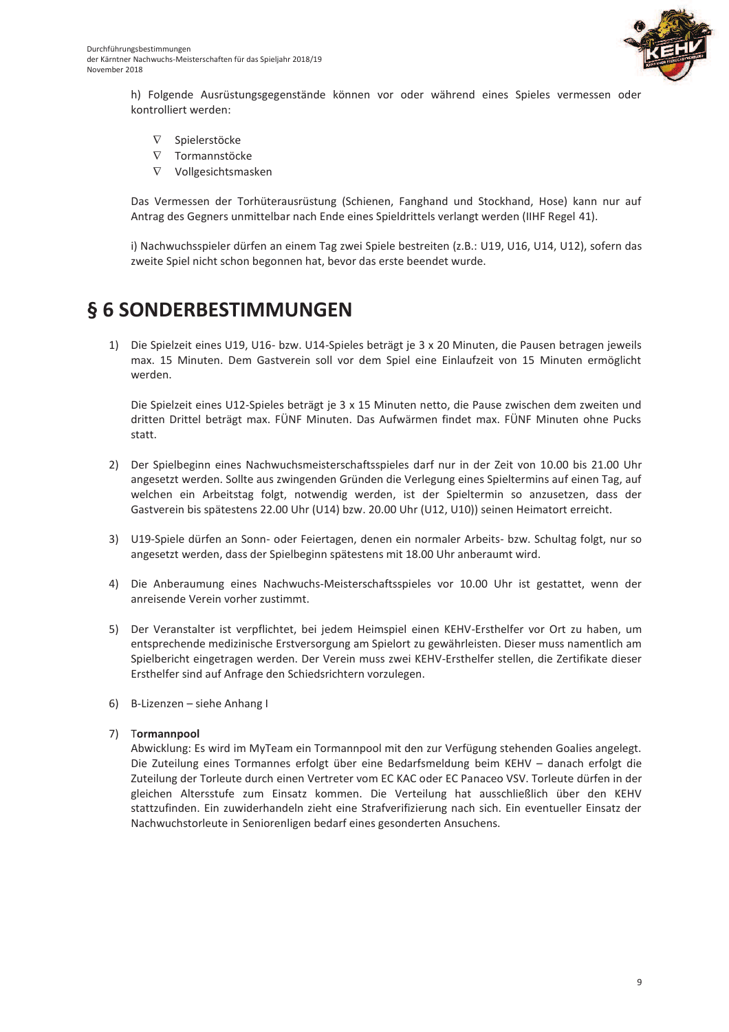h) Folgende Ausrüstungsgegenstände können vor oder während eines Spieles vermessen oder kontrolliert werden:

- Spielerstöcke
- Tormannstöcke
- Vollgesichtsmasken

Das Vermessen der Torhüterausrüstung (Schienen, Fanghand und Stockhand, Hose) kann nur auf Antrag des Gegners unmittelbar nach Ende eines Spieldrittels verlangt werden (IIHF Regel 41).

i) Nachwuchsspieler dürfen an einem Tag zwei Spiele bestreiten (z.B.: U19, U16, U14, U12), sofern das zweite Spiel nicht schon begonnen hat, bevor das erste beendet wurde.

# § 6 SONDERBESTIMMUNGEN

1) Die Spielzeit eines U19, U16- bzw. U14-Spieles beträgt je 3 x 20 Minuten, die Pausen betragen jeweils max. 15 Minuten. Dem Gastverein soll vor dem Spiel eine Einlaufzeit von 15 Minuten ermöglicht werden.

   Die Spielzeit eines U12-Spieles beträgt je 3 x 15 Minuten netto, die Pause zwischen dem zweiten und dritten Drittel beträgt max. FÜNF Minuten. Das Aufwärmen findet max. FÜNF Minuten ohne Pucks statt.

2) Der Spielbeginn eines Nachwuchsmeisterschaftsspieles darf nur in der Zeit von 10.00 bis 21.00 Uhr angesetzt werden. Sollte aus zwingenden Gründen die Verlegung eines Spieltermins auf einen Tag, auf welchen ein Arbeitstag folgt, notwendig werden, ist der Spieltermin so anzusetzen, dass der Gastverein bis spätestens 22.00 Uhr (U14) bzw. 20.00 Uhr (U12, U10)) seinen Heimatort erreicht.

3) U19-Spiele dürfen an Sonn- oder Feiertagen, denen ein normaler Arbeits- bzw. Schultag folgt, nur so angesetzt werden, dass der Spielbeginn spätestens mit 18.00 Uhr anberaumt wird.

4) Die Anberaumung eines Nachwuchs-Meisterschaftsspieles vor 10.00 Uhr ist gestattet, wenn der anreisende Verein vorher zustimmt.

5) Der Veranstalter ist verpflichtet, bei jedem Heimspiel einen KEHV-Ersthelfer vor Ort zu haben, um entsprechende medizinische Erstversorgung am Spielort zu gewährleisten. Dieser muss namentlich am Spielbericht eingetragen werden. Der Verein muss zwei KEHV-Ersthelfer stellen, die Zertifikate dieser Ersthelfer sind auf Anfrage den Schiedsrichtern vorzulegen.

6) B-Lizenzen – siehe Anhang I

7) T**ormannpool**
   Abwicklung: Es wird im MyTeam ein Tormannpool mit den zur Verfügung stehenden Goalies angelegt. Die Zuteilung eines Tormannes erfolgt über eine Bedarfsmeldung beim KEHV – danach erfolgt die Zuteilung der Torleute durch einen Vertreter vom EC KAC oder EC Panaceo VSV. Torleute dürfen in der gleichen Altersstufe zum Einsatz kommen. Die Verteilung hat ausschließlich über den KEHV stattzufinden. Ein zuwiderhandeln zieht eine Strafverifizierung nach sich. Ein eventueller Einsatz der Nachwuchstorleute in Seniorenligen bedarf eines gesonderten Ansuchens.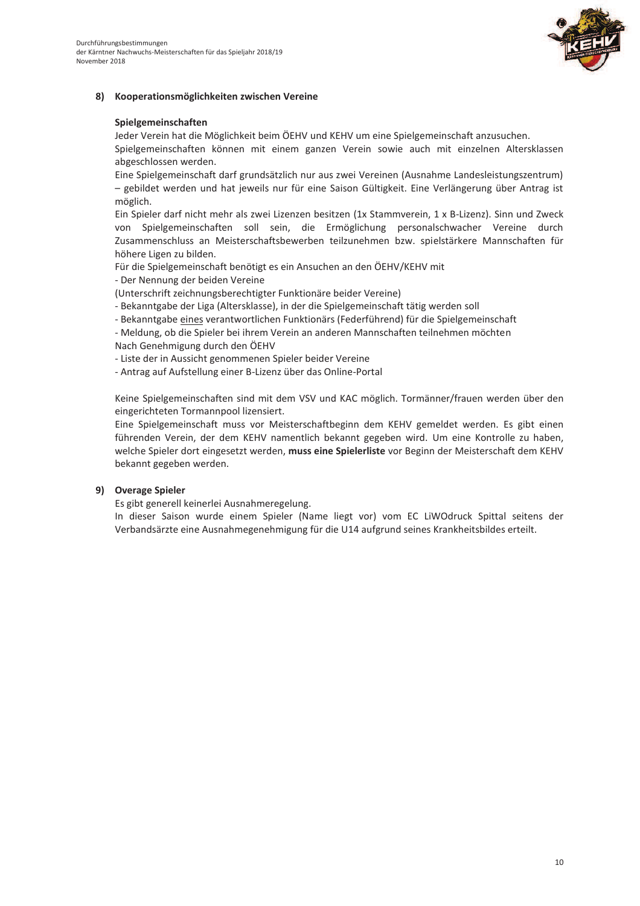## 8) Kooperationsmöglichkeiten zwischen Vereine

### Spielgemeinschaften

Jeder Verein hat die Möglichkeit beim ÖEHV und KEHV um eine Spielgemeinschaft anzusuchen.

Spielgemeinschaften können mit einem ganzen Verein sowie auch mit einzelnen Altersklassen abgeschlossen werden.

Eine Spielgemeinschaft darf grundsätzlich nur aus zwei Vereinen (Ausnahme Landesleistungszentrum) – gebildet werden und hat jeweils nur für eine Saison Gültigkeit. Eine Verlängerung über Antrag ist möglich.

Ein Spieler darf nicht mehr als zwei Lizenzen besitzen (1x Stammverein, 1 x B-Lizenz). Sinn und Zweck von Spielgemeinschaften soll sein, die Ermöglichung personalschwacher Vereine durch Zusammenschluss an Meisterschaftsbewerben teilzunehmen bzw. spielstärkere Mannschaften für höhere Ligen zu bilden.

Für die Spielgemeinschaft benötigt es ein Ansuchen an den ÖEHV/KEHV mit

- Der Nennung der beiden Vereine

(Unterschrift zeichnungsberechtigter Funktionäre beider Vereine)

- Bekanntgabe der Liga (Altersklasse), in der die Spielgemeinschaft tätig werden soll
- Bekanntgabe eines verantwortlichen Funktionärs (Federführend) für die Spielgemeinschaft
- Meldung, ob die Spieler bei ihrem Verein an anderen Mannschaften teilnehmen möchten

Nach Genehmigung durch den ÖEHV

- Liste der in Aussicht genommenen Spieler beider Vereine
- Antrag auf Aufstellung einer B-Lizenz über das Online-Portal

Keine Spielgemeinschaften sind mit dem VSV und KAC möglich. Tormänner/frauen werden über den eingerichteten Tormannpool lizensiert.

Eine Spielgemeinschaft muss vor Meisterschaftbeginn dem KEHV gemeldet werden. Es gibt einen führenden Verein, der dem KEHV namentlich bekannt gegeben wird. Um eine Kontrolle zu haben, welche Spieler dort eingesetzt werden, **muss eine Spielerliste** vor Beginn der Meisterschaft dem KEHV bekannt gegeben werden.

## 9) Overage Spieler

Es gibt generell keinerlei Ausnahmeregelung.

In dieser Saison wurde einem Spieler (Name liegt vor) vom EC LiWOdruck Spittal seitens der Verbandsärzte eine Ausnahmegenehmigung für die U14 aufgrund seines Krankheitsbildes erteilt.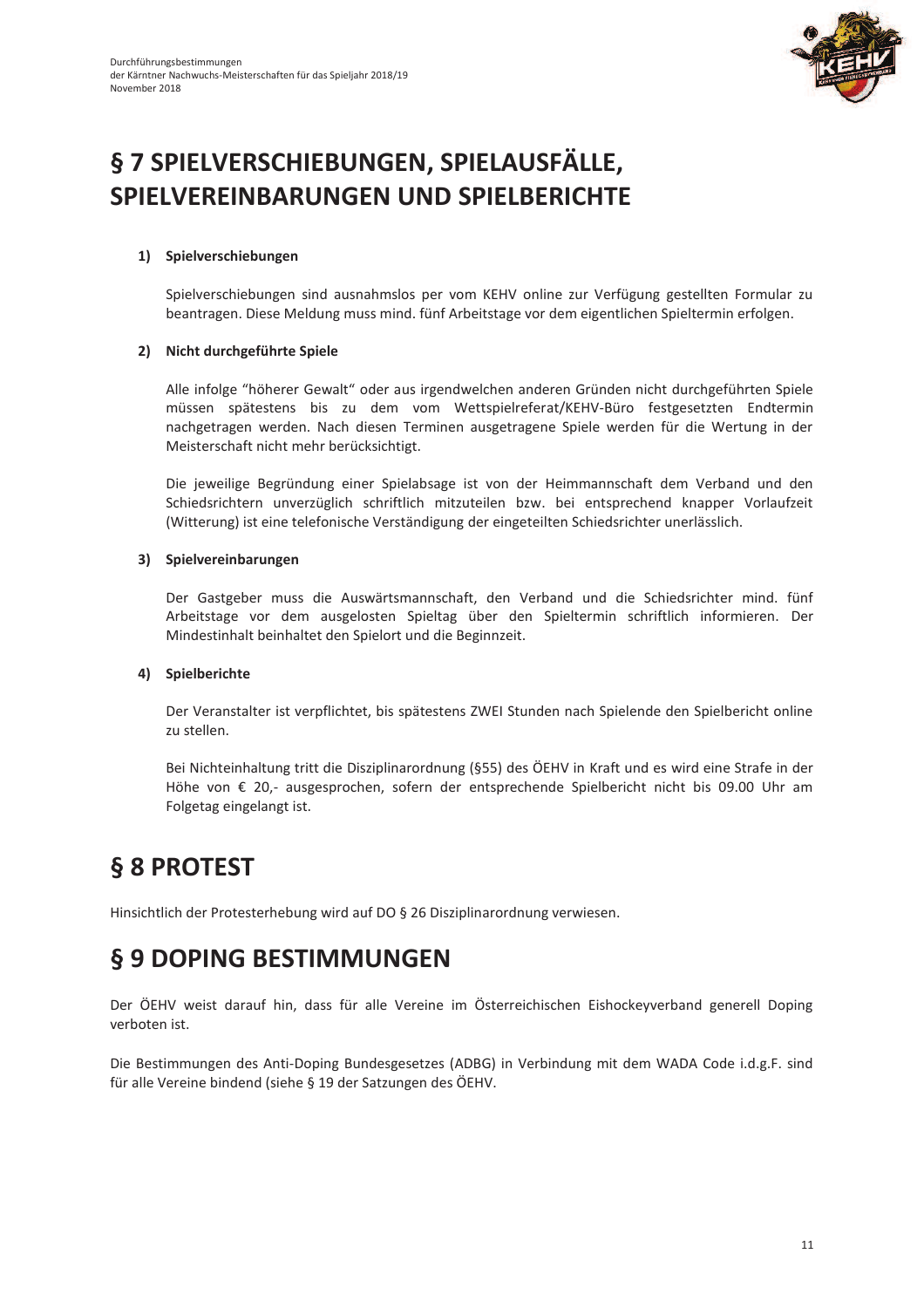# § 7 SPIELVERSCHIEBUNGEN, SPIELAUSFÄLLE, SPIELVEREINBARUNGEN UND SPIELBERICHTE

**1) Spielverschiebungen**

Spielverschiebungen sind ausnahmslos per vom KEHV online zur Verfügung gestellten Formular zu beantragen. Diese Meldung muss mind. fünf Arbeitstage vor dem eigentlichen Spieltermin erfolgen.

**2) Nicht durchgeführte Spiele**

Alle infolge "höherer Gewalt" oder aus irgendwelchen anderen Gründen nicht durchgeführten Spiele müssen spätestens bis zu dem vom Wettspielreferat/KEHV-Büro festgesetzten Endtermin nachgetragen werden. Nach diesen Terminen ausgetragene Spiele werden für die Wertung in der Meisterschaft nicht mehr berücksichtigt.

Die jeweilige Begründung einer Spielabsage ist von der Heimmannschaft dem Verband und den Schiedsrichtern unverzüglich schriftlich mitzuteilen bzw. bei entsprechend knapper Vorlaufzeit (Witterung) ist eine telefonische Verständigung der eingeteilten Schiedsrichter unerlässlich.

**3) Spielvereinbarungen**

Der Gastgeber muss die Auswärtsmannschaft, den Verband und die Schiedsrichter mind. fünf Arbeitstage vor dem ausgelosten Spieltag über den Spieltermin schriftlich informieren. Der Mindestinhalt beinhaltet den Spielort und die Beginnzeit.

**4) Spielberichte**

Der Veranstalter ist verpflichtet, bis spätestens ZWEI Stunden nach Spielende den Spielbericht online zu stellen.

Bei Nichteinhaltung tritt die Disziplinarordnung (§55) des ÖEHV in Kraft und es wird eine Strafe in der Höhe von € 20,- ausgesprochen, sofern der entsprechende Spielbericht nicht bis 09.00 Uhr am Folgetag eingelangt ist.

# § 8 PROTEST

Hinsichtlich der Protesterhebung wird auf DO § 26 Disziplinarordnung verwiesen.

# § 9 DOPING BESTIMMUNGEN

Der ÖEHV weist darauf hin, dass für alle Vereine im Österreichischen Eishockeyverband generell Doping verboten ist.

Die Bestimmungen des Anti-Doping Bundesgesetzes (ADBG) in Verbindung mit dem WADA Code i.d.g.F. sind für alle Vereine bindend (siehe § 19 der Satzungen des ÖEHV.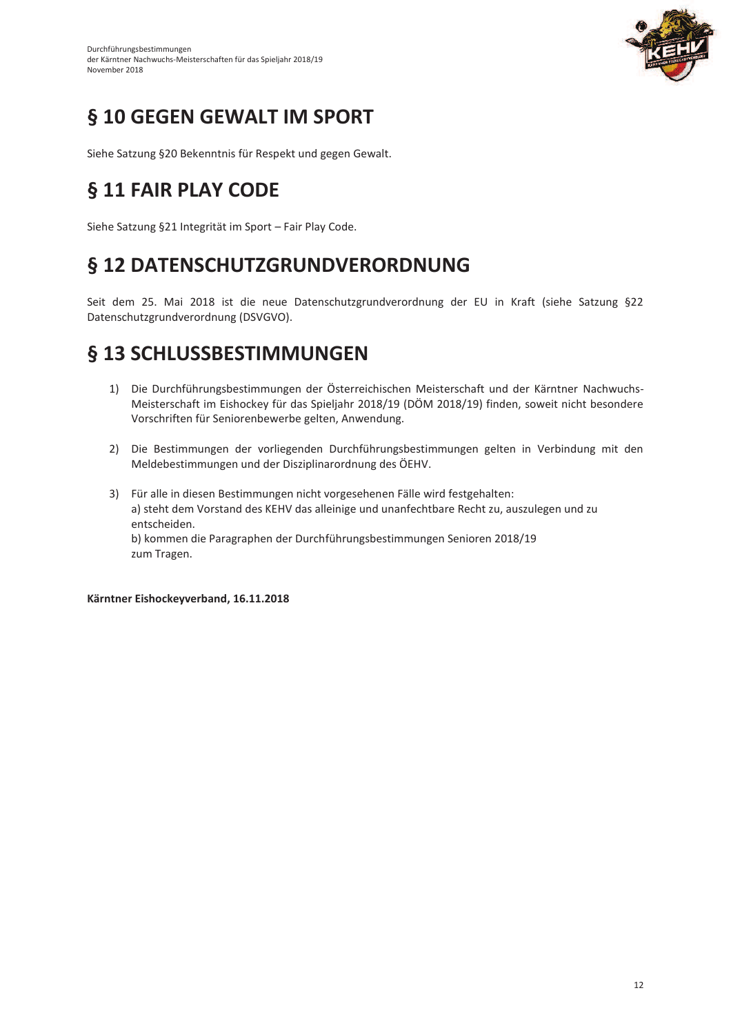# § 10 GEGEN GEWALT IM SPORT

Siehe Satzung §20 Bekenntnis für Respekt und gegen Gewalt.

# § 11 FAIR PLAY CODE

Siehe Satzung §21 Integrität im Sport – Fair Play Code.

# § 12 DATENSCHUTZGRUNDVERORDNUNG

Seit dem 25. Mai 2018 ist die neue Datenschutzgrundverordnung der EU in Kraft (siehe Satzung §22 Datenschutzgrundverordnung (DSVGVO).

# § 13 SCHLUSSBESTIMMUNGEN

1) Die Durchführungsbestimmungen der Österreichischen Meisterschaft und der Kärntner Nachwuchs-Meisterschaft im Eishockey für das Spieljahr 2018/19 (DÖM 2018/19) finden, soweit nicht besondere Vorschriften für Seniorenbewerbe gelten, Anwendung.

2) Die Bestimmungen der vorliegenden Durchführungsbestimmungen gelten in Verbindung mit den Meldebestimmungen und der Disziplinarordnung des ÖEHV.

3) Für alle in diesen Bestimmungen nicht vorgesehenen Fälle wird festgehalten:
a) steht dem Vorstand des KEHV das alleinige und unanfechtbare Recht zu, auszulegen und zu entscheiden.
b) kommen die Paragraphen der Durchführungsbestimmungen Senioren 2018/19 zum Tragen.

**Kärntner Eishockeyverband, 16.11.2018**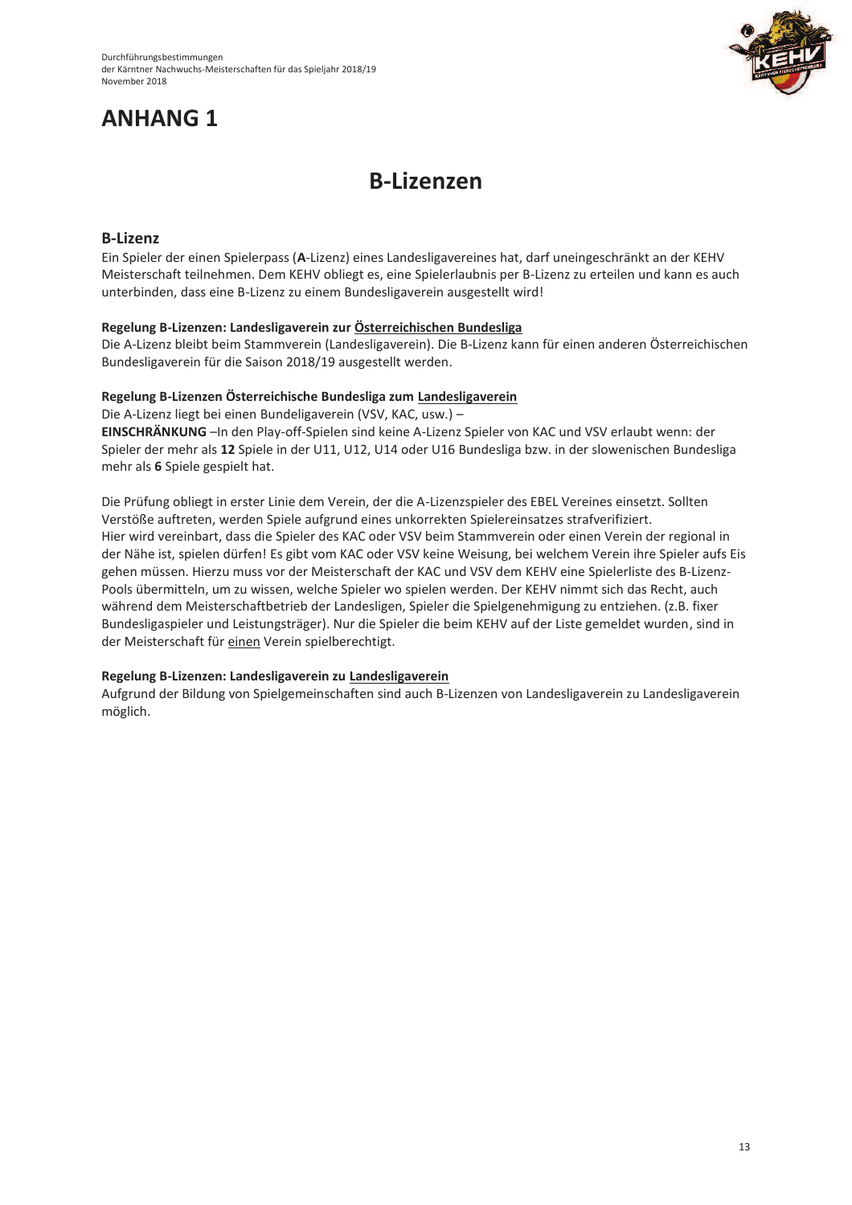# ANHANG 1

## B-Lizenzen

### B-Lizenz

Ein Spieler der einen Spielerpass (**A**-Lizenz) eines Landesligavereines hat, darf uneingeschränkt an der KEHV Meisterschaft teilnehmen. Dem KEHV obliegt es, eine Spielerlaubnis per B-Lizenz zu erteilen und kann es auch unterbinden, dass eine B-Lizenz zu einem Bundesligaverein ausgestellt wird!

**Regelung B-Lizenzen: Landesligaverein zur Österreichischen Bundesliga**

Die A-Lizenz bleibt beim Stammverein (Landesligaverein). Die B-Lizenz kann für einen anderen Österreichischen Bundesligaverein für die Saison 2018/19 ausgestellt werden.

**Regelung B-Lizenzen Österreichische Bundesliga zum Landesligaverein**

Die A-Lizenz liegt bei einen Bundeligaverein (VSV, KAC, usw.) –

**EINSCHRÄNKUNG** –In den Play-off-Spielen sind keine A-Lizenz Spieler von KAC und VSV erlaubt wenn: der Spieler der mehr als **12** Spiele in der U11, U12, U14 oder U16 Bundesliga bzw. in der slowenischen Bundesliga mehr als **6** Spiele gespielt hat.

Die Prüfung obliegt in erster Linie dem Verein, der die A-Lizenzspieler des EBEL Vereines einsetzt. Sollten Verstöße auftreten, werden Spiele aufgrund eines unkorrekten Spielereinsatzes strafverifiziert.
Hier wird vereinbart, dass die Spieler des KAC oder VSV beim Stammverein oder einen Verein der regional in der Nähe ist, spielen dürfen! Es gibt vom KAC oder VSV keine Weisung, bei welchem Verein ihre Spieler aufs Eis gehen müssen. Hierzu muss vor der Meisterschaft der KAC und VSV dem KEHV eine Spielerliste des B-Lizenz-Pools übermitteln, um zu wissen, welche Spieler wo spielen werden. Der KEHV nimmt sich das Recht, auch während dem Meisterschaftbetrieb der Landesligen, Spieler die Spielgenehmigung zu entziehen. (z.B. fixer Bundesligaspieler und Leistungsträger). Nur die Spieler die beim KEHV auf der Liste gemeldet wurden, sind in der Meisterschaft für einen Verein spielberechtigt.

**Regelung B-Lizenzen: Landesligaverein zu Landesligaverein**

Aufgrund der Bildung von Spielgemeinschaften sind auch B-Lizenzen von Landesligaverein zu Landesligaverein möglich.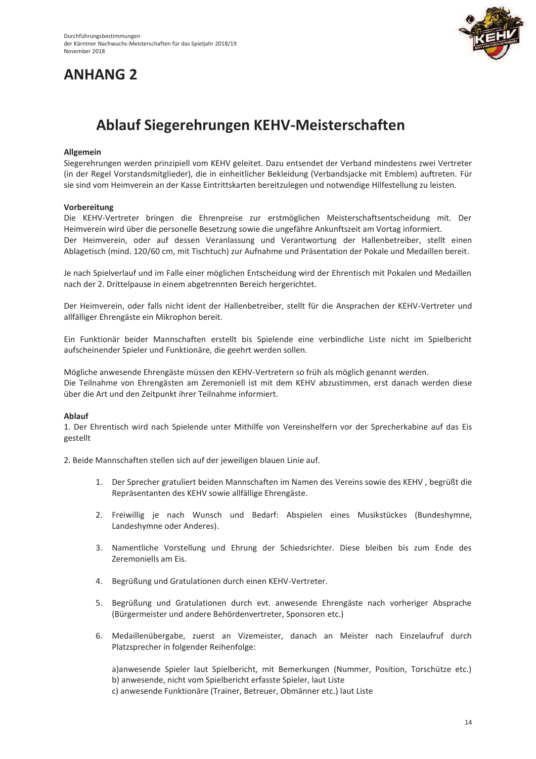# ANHANG 2

## Ablauf Siegerehrungen KEHV-Meisterschaften

**Allgemein**

Siegerehrungen werden prinzipiell vom KEHV geleitet. Dazu entsendet der Verband mindestens zwei Vertreter (in der Regel Vorstandsmitglieder), die in einheitlicher Bekleidung (Verbandsjacke mit Emblem) auftreten. Für sie sind vom Heimverein an der Kasse Eintrittskarten bereitzulegen und notwendige Hilfestellung zu leisten.

**Vorbereitung**

Die KEHV-Vertreter bringen die Ehrenpreise zur erstmöglichen Meisterschaftsentscheidung mit. Der Heimverein wird über die personelle Besetzung sowie die ungefähre Ankunftszeit am Vortag informiert.
Der Heimverein, oder auf dessen Veranlassung und Verantwortung der Hallenbetreiber, stellt einen Ablagetisch (mind. 120/60 cm, mit Tischtuch) zur Aufnahme und Präsentation der Pokale und Medaillen bereit.

Je nach Spielverlauf und im Falle einer möglichen Entscheidung wird der Ehrentisch mit Pokalen und Medaillen nach der 2. Drittelpause in einem abgetrennten Bereich hergerichtet.

Der Heimverein, oder falls nicht ident der Hallenbetreiber, stellt für die Ansprachen der KEHV-Vertreter und allfälliger Ehrengäste ein Mikrophon bereit.

Ein Funktionär beider Mannschaften erstellt bis Spielende eine verbindliche Liste nicht im Spielbericht aufscheinender Spieler und Funktionäre, die geehrt werden sollen.

Mögliche anwesende Ehrengäste müssen den KEHV-Vertretern so früh als möglich genannt werden.
Die Teilnahme von Ehrengästen am Zeremoniell ist mit dem KEHV abzustimmen, erst danach werden diese über die Art und den Zeitpunkt ihrer Teilnahme informiert.

**Ablauf**

1. Der Ehrentisch wird nach Spielende unter Mithilfe von Vereinshelfern vor der Sprecherkabine auf das Eis gestellt

2. Beide Mannschaften stellen sich auf der jeweiligen blauen Linie auf.

   1. Der Sprecher gratuliert beiden Mannschaften im Namen des Vereins sowie des KEHV , begrüßt die Repräsentanten des KEHV sowie allfällige Ehrengäste.

   2. Freiwillig je nach Wunsch und Bedarf: Abspielen eines Musikstückes (Bundeshymne, Landeshymne oder Anderes).

   3. Namentliche Vorstellung und Ehrung der Schiedsrichter. Diese bleiben bis zum Ende des Zeremoniells am Eis.

   4. Begrüßung und Gratulationen durch einen KEHV-Vertreter.

   5. Begrüßung und Gratulationen durch evt. anwesende Ehrengäste nach vorheriger Absprache (Bürgermeister und andere Behördenvertreter, Sponsoren etc.)

   6. Medaillenübergabe, zuerst an Vizemeister, danach an Meister nach Einzelaufruf durch Platzsprecher in folgender Reihenfolge:

      a)anwesende Spieler laut Spielbericht, mit Bemerkungen (Nummer, Position, Torschütze etc.)
      b) anwesende, nicht vom Spielbericht erfasste Spieler, laut Liste
      c) anwesende Funktionäre (Trainer, Betreuer, Obmänner etc.) laut Liste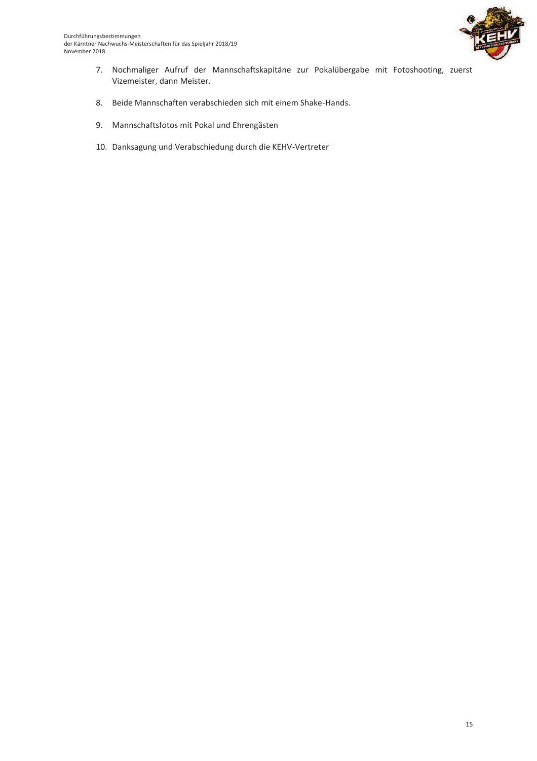7. Nochmaliger Aufruf der Mannschaftskapitäne zur Pokalübergabe mit Fotoshooting, zuerst Vizemeister, dann Meister.

8. Beide Mannschaften verabschieden sich mit einem Shake-Hands.

9. Mannschaftsfotos mit Pokal und Ehrengästen

10. Danksagung und Verabschiedung durch die KEHV-Vertreter